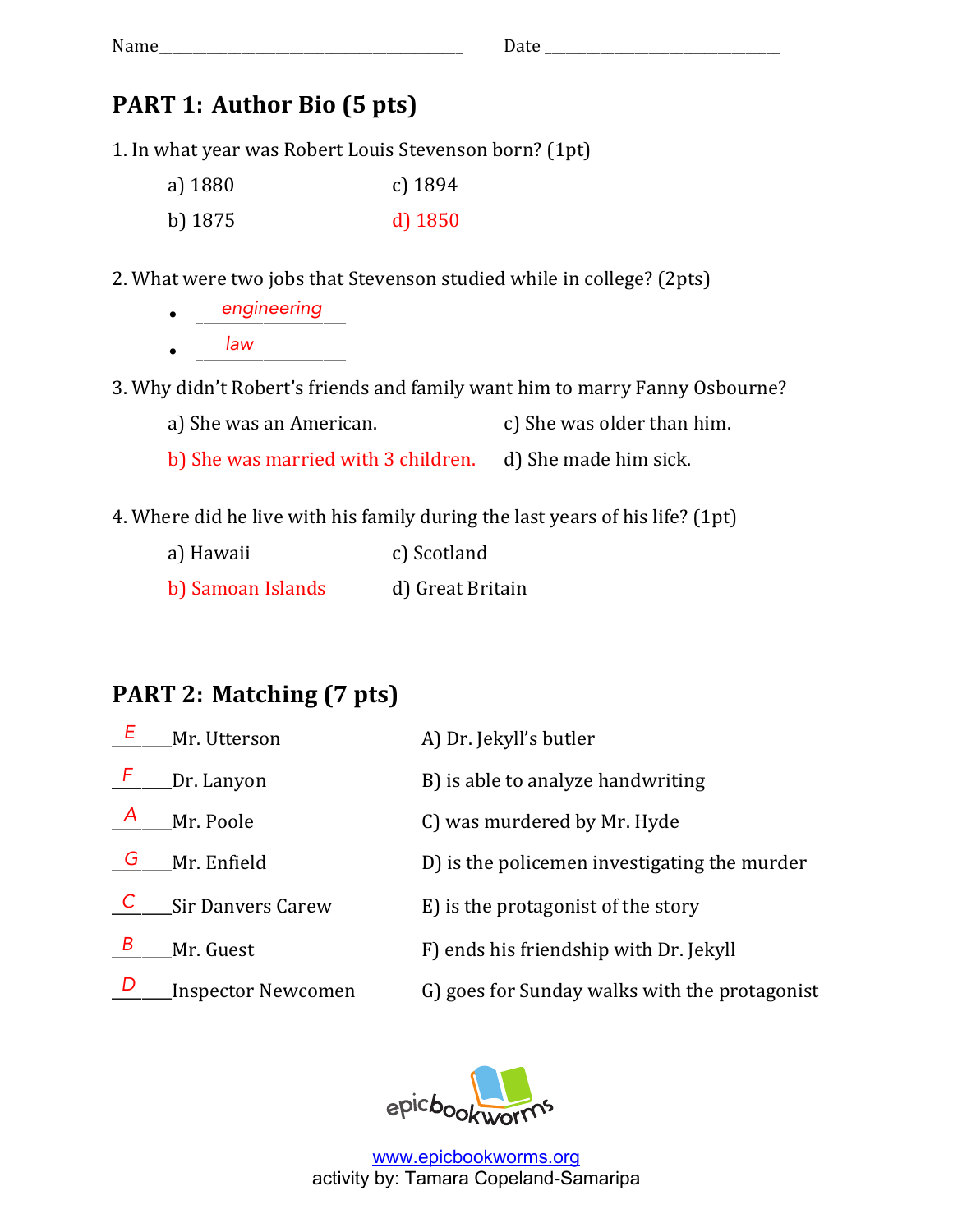Name________________________________________ Date ______________________________

## PART 1: Author Bio (5 pts)

1. In what year was Robert Louis Stevenson born? (1pt)

   a) 1880 c) 1894

   b) 1875 d) 1850

2. What were two jobs that Stevenson studied while in college? (2pts)

   - __engineering__
   - __law__

3. Why didn't Robert's friends and family want him to marry Fanny Osbourne?

   a) She was an American. c) She was older than him.

   b) She was married with 3 children. d) She made him sick.

4. Where did he live with his family during the last years of his life? (1pt)

   a) Hawaii c) Scotland

   b) Samoan Islands d) Great Britain

## PART 2: Matching (7 pts)

| | | |
|---|---|---|
| __E__ | Mr. Utterson | A) Dr. Jekyll's butler |
| __F__ | Dr. Lanyon | B) is able to analyze handwriting |
| __A__ | Mr. Poole | C) was murdered by Mr. Hyde |
| __G__ | Mr. Enfield | D) is the policemen investigating the murder |
| __C__ | Sir Danvers Carew | E) is the protagonist of the story |
| __B__ | Mr. Guest | F) ends his friendship with Dr. Jekyll |
| __D__ | Inspector Newcomen | G) goes for Sunday walks with the protagonist |

epicbookworms

www.epicbookworms.org
activity by: Tamara Copeland-Samaripa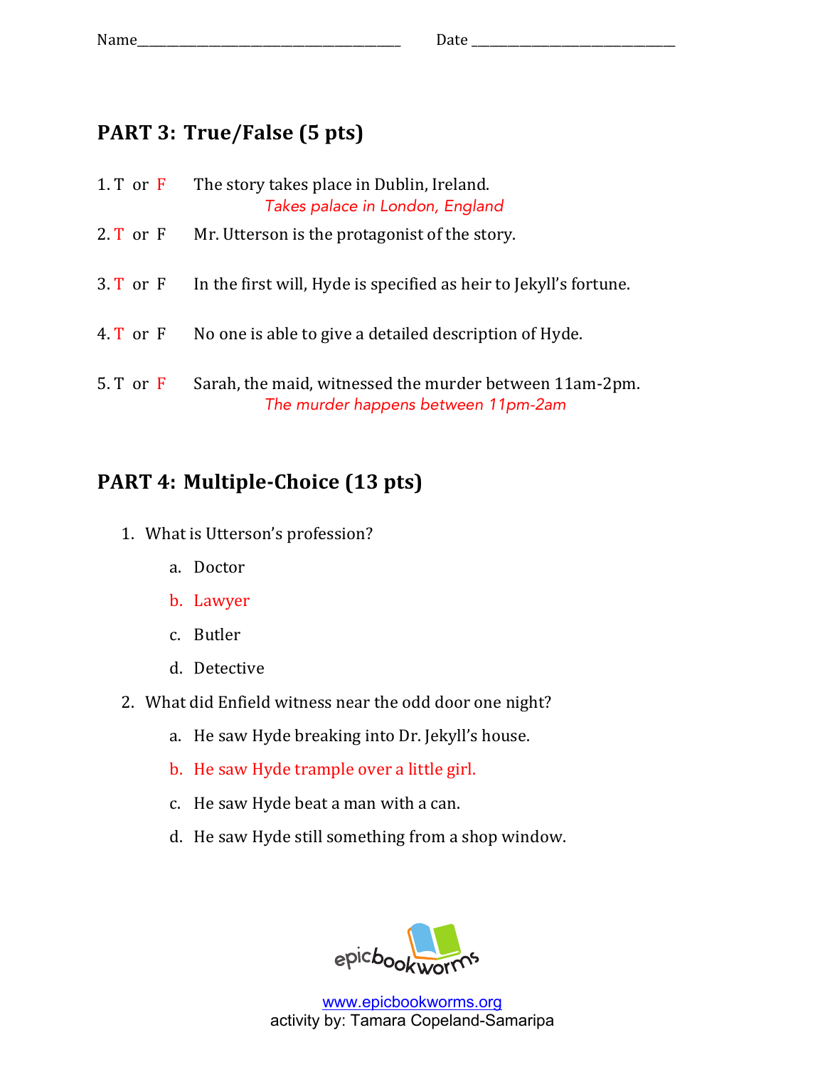Name_______________________________________ Date ______________________________

## PART 3: True/False (5 pts)

1. T or F The story takes place in Dublin, Ireland.
   *Takes palace in London, England*

2. T or F Mr. Utterson is the protagonist of the story.

3. T or F In the first will, Hyde is specified as heir to Jekyll's fortune.

4. T or F No one is able to give a detailed description of Hyde.

5. T or F Sarah, the maid, witnessed the murder between 11am-2pm.
   *The murder happens between 11pm-2am*

## PART 4: Multiple-Choice (13 pts)

1. What is Utterson's profession?
   a. Doctor
   b. Lawyer
   c. Butler
   d. Detective

2. What did Enfield witness near the odd door one night?
   a. He saw Hyde breaking into Dr. Jekyll's house.
   b. He saw Hyde trample over a little girl.
   c. He saw Hyde beat a man with a can.
   d. He saw Hyde still something from a shop window.

epicbookworms

www.epicbookworms.org
activity by: Tamara Copeland-Samaripa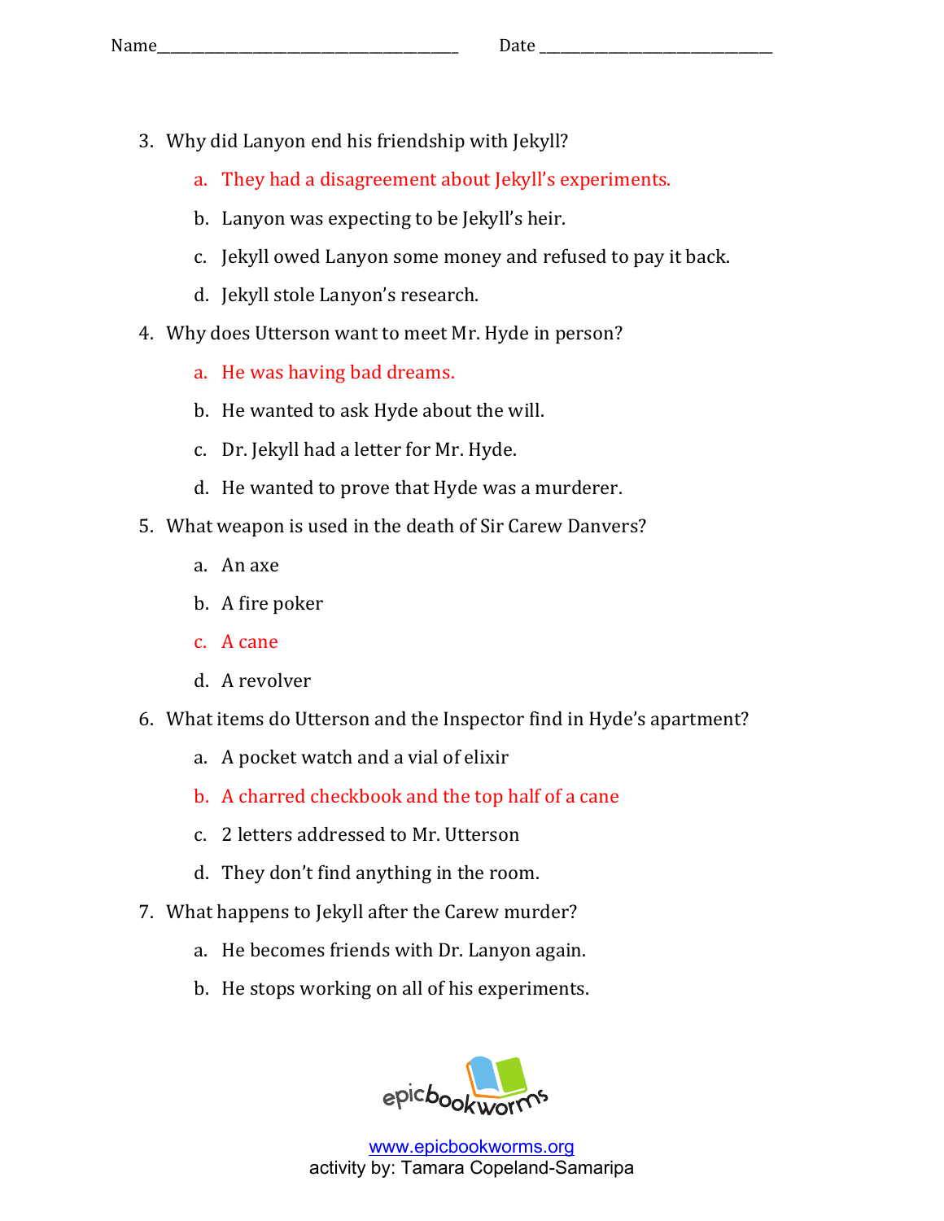Name_______________________________________ Date _____________________________

3. Why did Lanyon end his friendship with Jekyll?
    a. They had a disagreement about Jekyll's experiments.
    b. Lanyon was expecting to be Jekyll's heir.
    c. Jekyll owed Lanyon some money and refused to pay it back.
    d. Jekyll stole Lanyon's research.
4. Why does Utterson want to meet Mr. Hyde in person?
    a. He was having bad dreams.
    b. He wanted to ask Hyde about the will.
    c. Dr. Jekyll had a letter for Mr. Hyde.
    d. He wanted to prove that Hyde was a murderer.
5. What weapon is used in the death of Sir Carew Danvers?
    a. An axe
    b. A fire poker
    c. A cane
    d. A revolver
6. What items do Utterson and the Inspector find in Hyde's apartment?
    a. A pocket watch and a vial of elixir
    b. A charred checkbook and the top half of a cane
    c. 2 letters addressed to Mr. Utterson
    d. They don't find anything in the room.
7. What happens to Jekyll after the Carew murder?
    a. He becomes friends with Dr. Lanyon again.
    b. He stops working on all of his experiments.

epicbookworms

www.epicbookworms.org
activity by: Tamara Copeland-Samaripa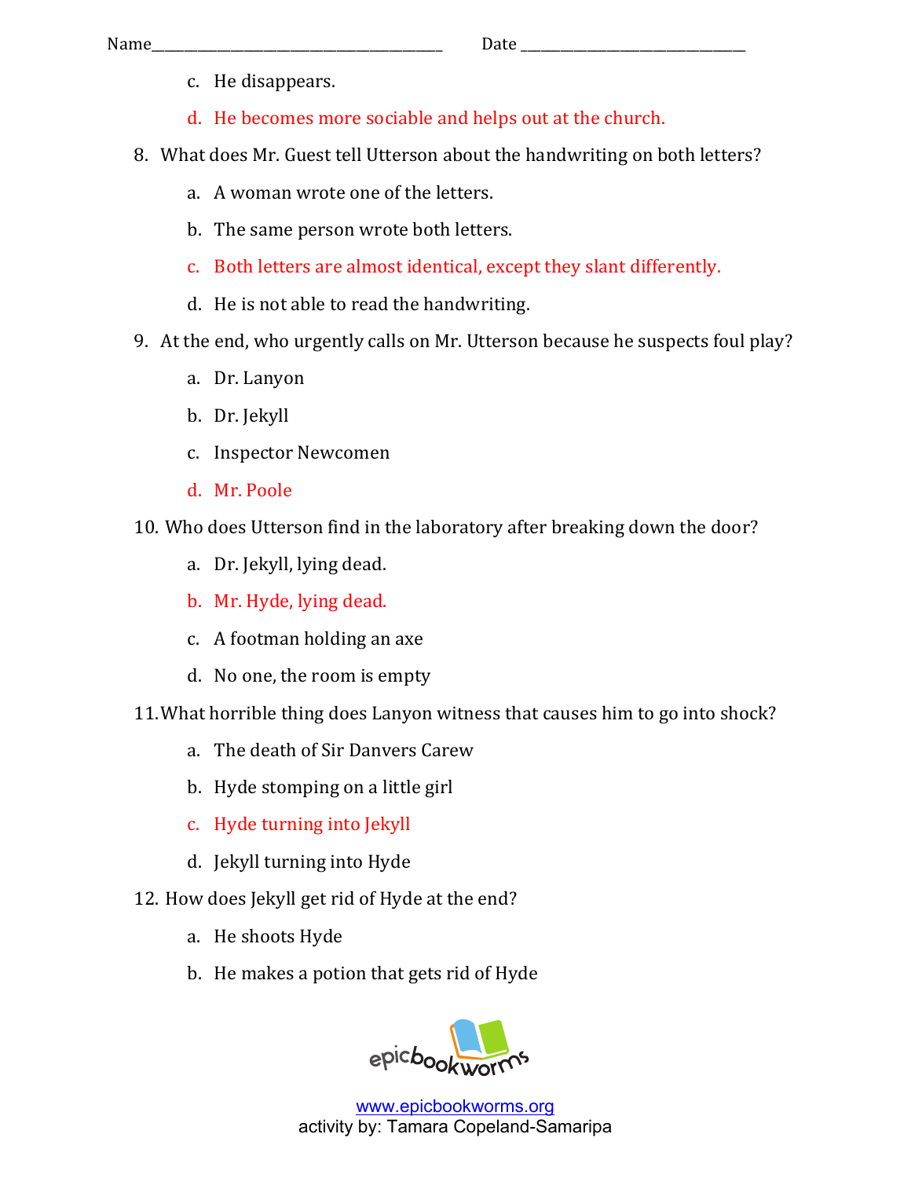Name_______________________________________ Date _____________________________

c. He disappears.

d. He becomes more sociable and helps out at the church.

8. What does Mr. Guest tell Utterson about the handwriting on both letters?

   a. A woman wrote one of the letters.

   b. The same person wrote both letters.

   c. Both letters are almost identical, except they slant differently.

   d. He is not able to read the handwriting.

9. At the end, who urgently calls on Mr. Utterson because he suspects foul play?

   a. Dr. Lanyon

   b. Dr. Jekyll

   c. Inspector Newcomen

   d. Mr. Poole

10. Who does Utterson find in the laboratory after breaking down the door?

    a. Dr. Jekyll, lying dead.

    b. Mr. Hyde, lying dead.

    c. A footman holding an axe

    d. No one, the room is empty

11. What horrible thing does Lanyon witness that causes him to go into shock?

    a. The death of Sir Danvers Carew

    b. Hyde stomping on a little girl

    c. Hyde turning into Jekyll

    d. Jekyll turning into Hyde

12. How does Jekyll get rid of Hyde at the end?

    a. He shoots Hyde

    b. He makes a potion that gets rid of Hyde

epicbookworms

www.epicbookworms.org
activity by: Tamara Copeland-Samaripa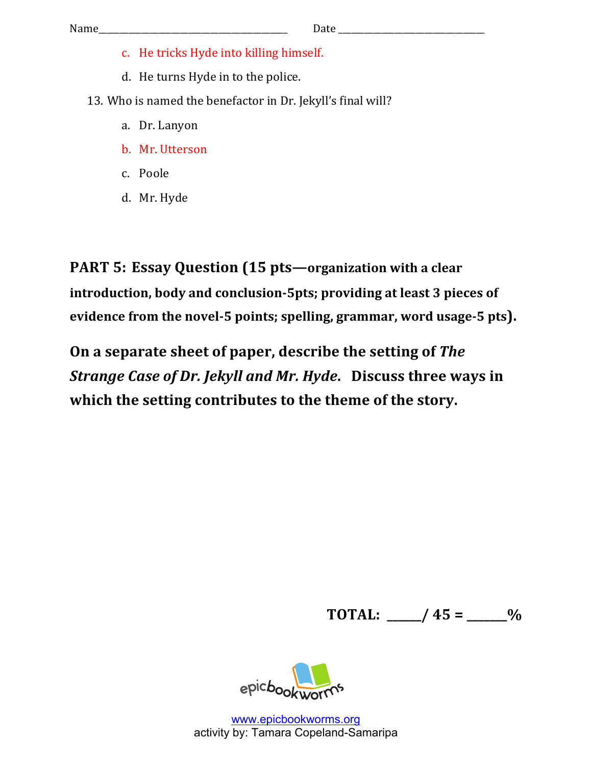Name______________________________________ Date _____________________________

c. He tricks Hyde into killing himself.

d. He turns Hyde in to the police.

13. Who is named the benefactor in Dr. Jekyll's final will?

    a. Dr. Lanyon

    b. Mr. Utterson

    c. Poole

    d. Mr. Hyde

## PART 5: Essay Question (15 pts—organization with a clear introduction, body and conclusion-5pts; providing at least 3 pieces of evidence from the novel-5 points; spelling, grammar, word usage-5 pts).

**On a separate sheet of paper, describe the setting of *The Strange Case of Dr. Jekyll and Mr. Hyde*. Discuss three ways in which the setting contributes to the theme of the story.**

**TOTAL: _____/ 45 = ______%**

epicbookworms

www.epicbookworms.org

activity by: Tamara Copeland-Samaripa